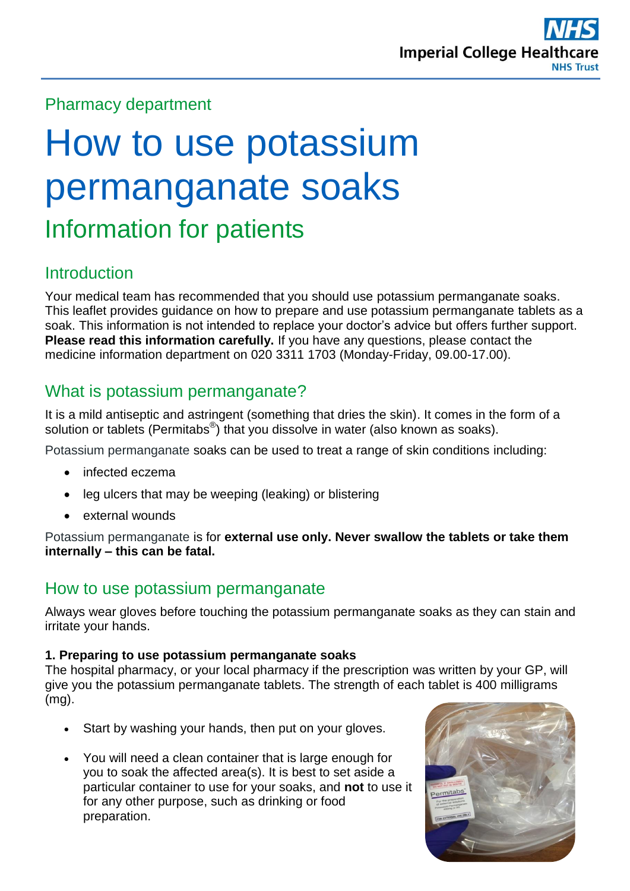Pharmacy department

# How to use potassium permanganate soaks

## Information for patients

## Introduction

Your medical team has recommended that you should use potassium permanganate soaks. This leaflet provides guidance on how to prepare and use potassium permanganate tablets as a soak. This information is not intended to replace your doctor's advice but offers further support. **Please read this information carefully.** If you have any questions, please contact the medicine information department on 020 3311 1703 (Monday-Friday, 09.00-17.00).

## What is potassium permanganate?

It is a mild antiseptic and astringent (something that dries the skin). It comes in the form of a solution or tablets (Permitabs®) that you dissolve in water (also known as soaks).

Potassium permanganate soaks can be used to treat a range of skin conditions including:

- infected eczema
- leg ulcers that may be weeping (leaking) or blistering
- external wounds

Potassium permanganate is for **external use only. Never swallow the tablets or take them internally – this can be fatal.**

## How to use potassium permanganate

Always wear gloves before touching the potassium permanganate soaks as they can stain and irritate your hands.

**1. Preparing to use potassium permanganate soaks**

The hospital pharmacy, or your local pharmacy if the prescription was written by your GP, will give you the potassium permanganate tablets. The strength of each tablet is 400 milligrams (mg).

- Start by washing your hands, then put on your gloves.
- You will need a clean container that is large enough for you to soak the affected area(s). It is best to set aside a particular container to use for your soaks, and **not** to use it for any other purpose, such as drinking or food preparation.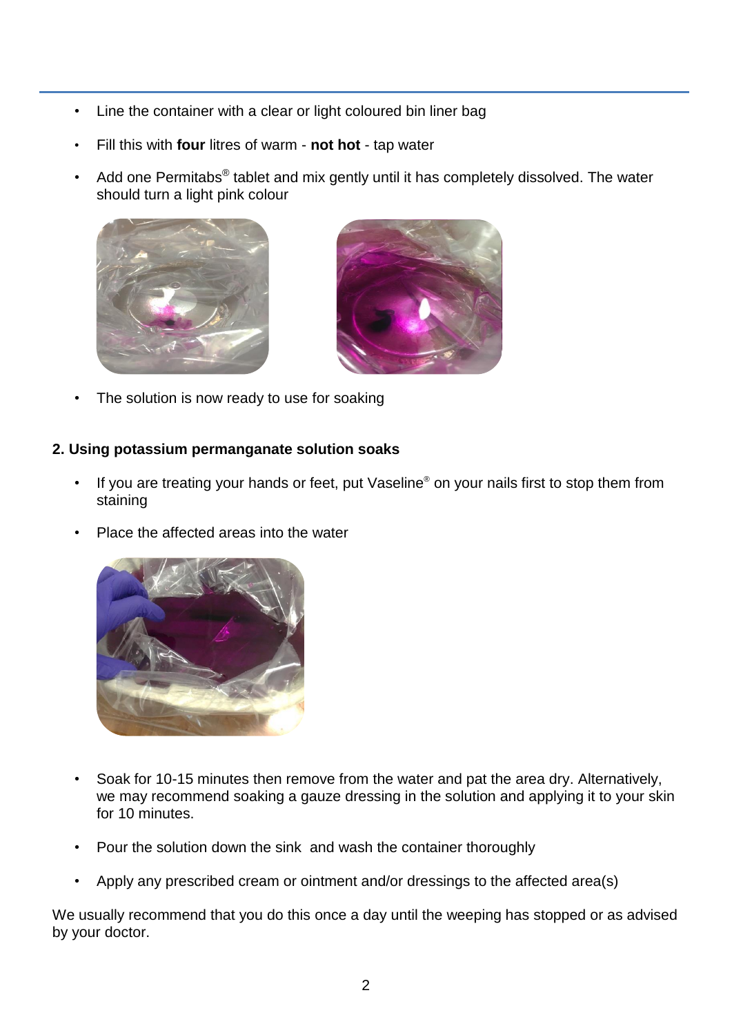- Line the container with a clear or light coloured bin liner bag
- Fill this with **four** litres of warm - **not hot** - tap water
- Add one Permitabs® tablet and mix gently until it has completely dissolved. The water should turn a light pink colour
- The solution is now ready to use for soaking

**2. Using potassium permanganate solution soaks**

- If you are treating your hands or feet, put Vaseline® on your nails first to stop them from staining
- Place the affected areas into the water
- Soak for 10-15 minutes then remove from the water and pat the area dry. Alternatively, we may recommend soaking a gauze dressing in the solution and applying it to your skin for 10 minutes.
- Pour the solution down the sink and wash the container thoroughly
- Apply any prescribed cream or ointment and/or dressings to the affected area(s)

We usually recommend that you do this once a day until the weeping has stopped or as advised by your doctor.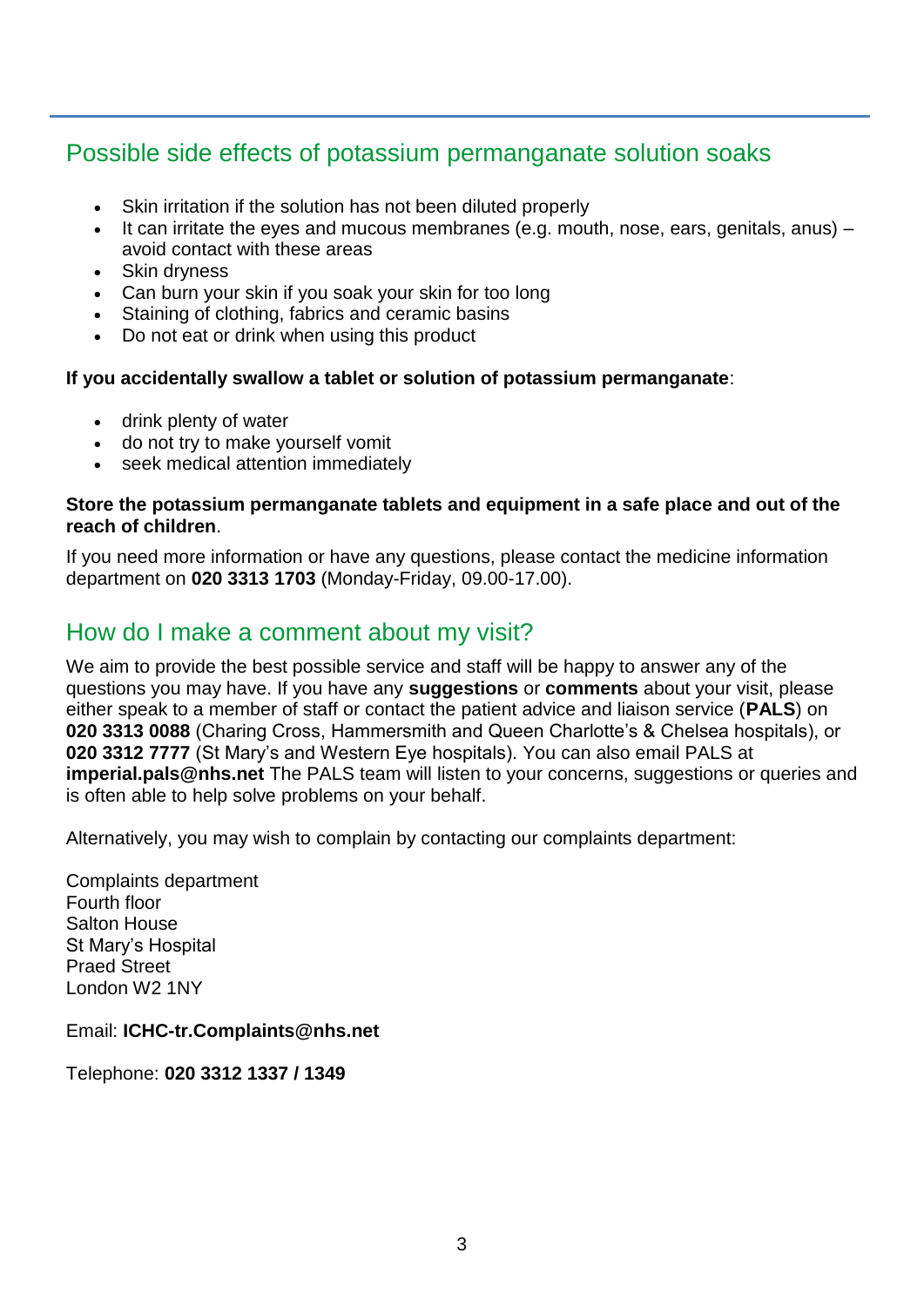## Possible side effects of potassium permanganate solution soaks

- Skin irritation if the solution has not been diluted properly
- It can irritate the eyes and mucous membranes (e.g. mouth, nose, ears, genitals, anus) – avoid contact with these areas
- Skin dryness
- Can burn your skin if you soak your skin for too long
- Staining of clothing, fabrics and ceramic basins
- Do not eat or drink when using this product

**If you accidentally swallow a tablet or solution of potassium permanganate**:

- drink plenty of water
- do not try to make yourself vomit
- seek medical attention immediately

**Store the potassium permanganate tablets and equipment in a safe place and out of the reach of children**.

If you need more information or have any questions, please contact the medicine information department on **020 3313 1703** (Monday-Friday, 09.00-17.00).

## How do I make a comment about my visit?

We aim to provide the best possible service and staff will be happy to answer any of the questions you may have. If you have any **suggestions** or **comments** about your visit, please either speak to a member of staff or contact the patient advice and liaison service (**PALS**) on **020 3313 0088** (Charing Cross, Hammersmith and Queen Charlotte's & Chelsea hospitals), or **020 3312 7777** (St Mary's and Western Eye hospitals). You can also email PALS at **imperial.pals@nhs.net** The PALS team will listen to your concerns, suggestions or queries and is often able to help solve problems on your behalf.

Alternatively, you may wish to complain by contacting our complaints department:

Complaints department
Fourth floor
Salton House
St Mary's Hospital
Praed Street
London W2 1NY

Email: **ICHC-tr.Complaints@nhs.net**

Telephone: **020 3312 1337 / 1349**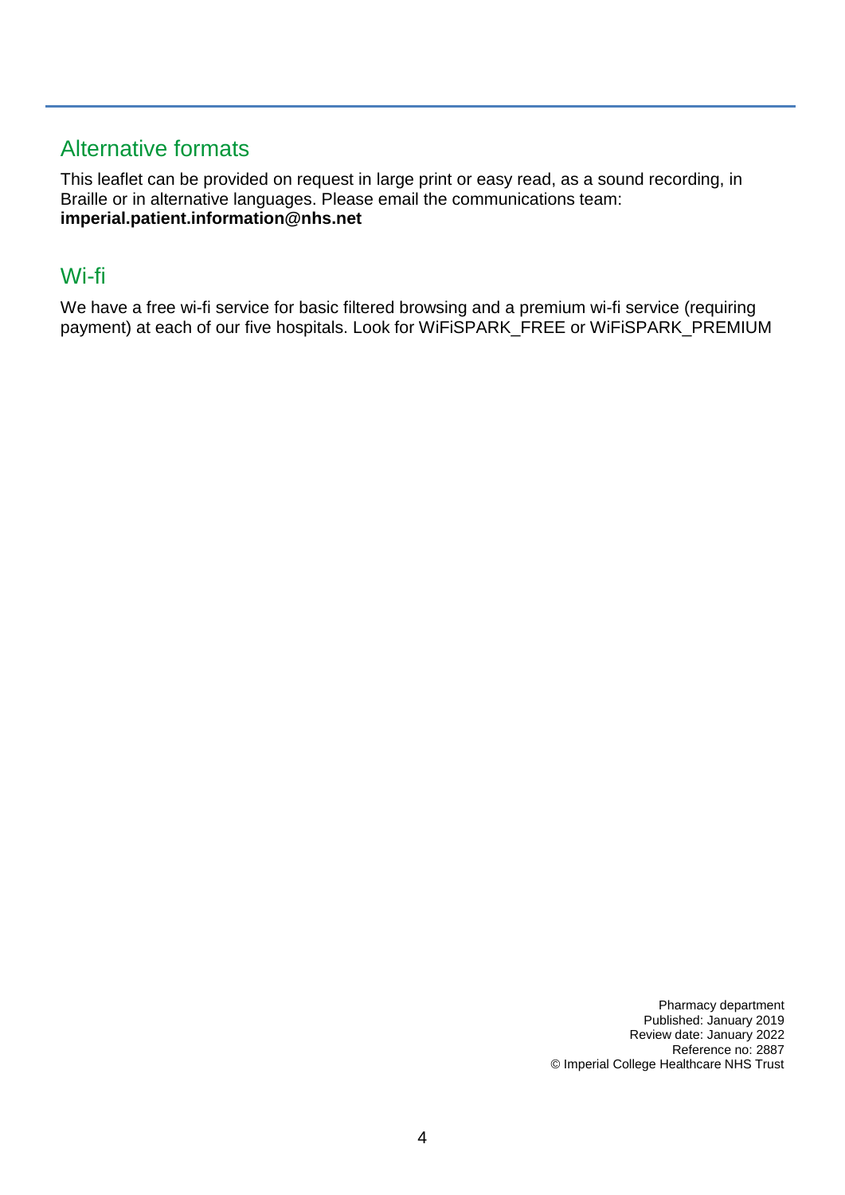## Alternative formats

This leaflet can be provided on request in large print or easy read, as a sound recording, in Braille or in alternative languages. Please email the communications team: **imperial.patient.information@nhs.net**

## Wi-fi

We have a free wi-fi service for basic filtered browsing and a premium wi-fi service (requiring payment) at each of our five hospitals. Look for WiFiSPARK_FREE or WiFiSPARK_PREMIUM

Pharmacy department
Published: January 2019
Review date: January 2022
Reference no: 2887
© Imperial College Healthcare NHS Trust